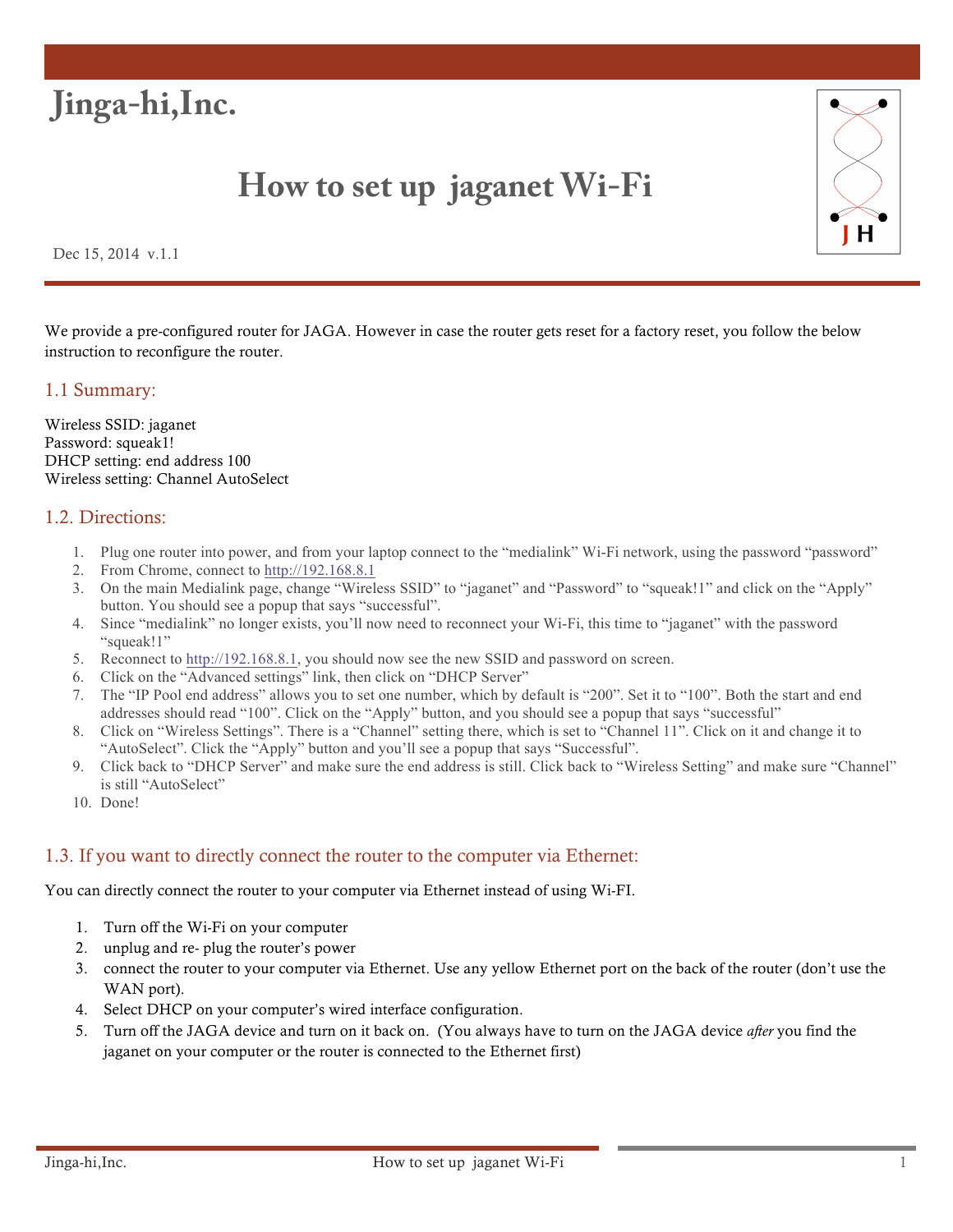# Jinga-hi,Inc.

## How to set up jaganet Wi-Fi

Dec 15, 2014 v.1.1

We provide a pre-configured router for JAGA. However in case the router gets reset for a factory reset, you follow the below instruction to reconfigure the router.

### 1.1 Summary:

Wireless SSID: jaganet
Password: squeak1!
DHCP setting: end address 100
Wireless setting: Channel AutoSelect

### 1.2. Directions:

1. Plug one router into power, and from your laptop connect to the "medialink" Wi-Fi network, using the password "password"
2. From Chrome, connect to http://192.168.8.1
3. On the main Medialink page, change "Wireless SSID" to "jaganet" and "Password" to "squeak!1" and click on the "Apply" button. You should see a popup that says "successful".
4. Since "medialink" no longer exists, you'll now need to reconnect your Wi-Fi, this time to "jaganet" with the password "squeak!1"
5. Reconnect to http://192.168.8.1, you should now see the new SSID and password on screen.
6. Click on the "Advanced settings" link, then click on "DHCP Server"
7. The "IP Pool end address" allows you to set one number, which by default is "200". Set it to "100". Both the start and end addresses should read "100". Click on the "Apply" button, and you should see a popup that says "successful"
8. Click on "Wireless Settings". There is a "Channel" setting there, which is set to "Channel 11". Click on it and change it to "AutoSelect". Click the "Apply" button and you'll see a popup that says "Successful".
9. Click back to "DHCP Server" and make sure the end address is still. Click back to "Wireless Setting" and make sure "Channel" is still "AutoSelect"
10. Done!

### 1.3. If you want to directly connect the router to the computer via Ethernet:

You can directly connect the router to your computer via Ethernet instead of using Wi-FI.

1. Turn off the Wi-Fi on your computer
2. unplug and re- plug the router's power
3. connect the router to your computer via Ethernet. Use any yellow Ethernet port on the back of the router (don't use the WAN port).
4. Select DHCP on your computer's wired interface configuration.
5. Turn off the JAGA device and turn on it back on. (You always have to turn on the JAGA device *after* you find the jaganet on your computer or the router is connected to the Ethernet first)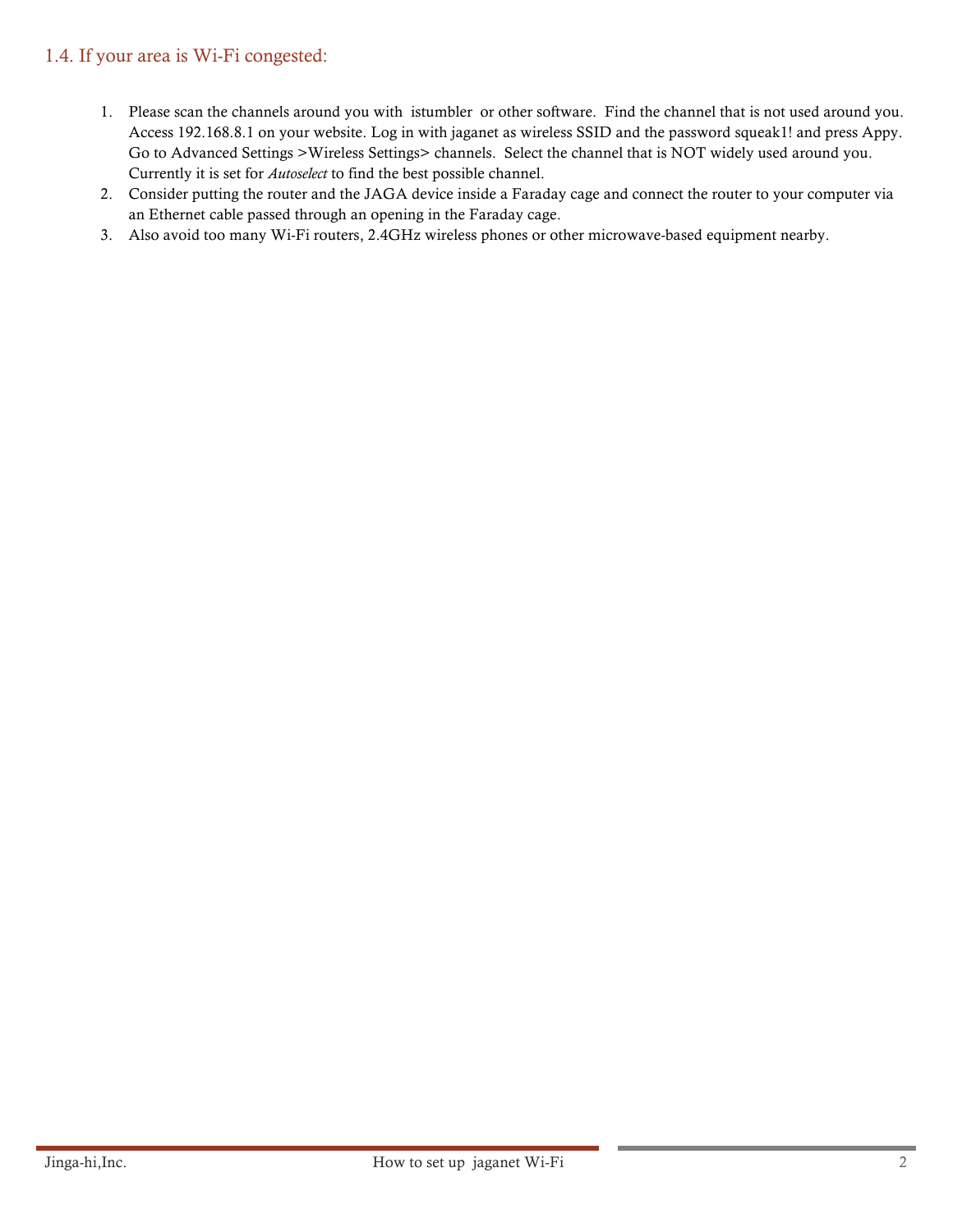## 1.4. If your area is Wi-Fi congested:

1. Please scan the channels around you with istumbler or other software. Find the channel that is not used around you. Access 192.168.8.1 on your website. Log in with jaganet as wireless SSID and the password squeak1! and press Appy. Go to Advanced Settings >Wireless Settings> channels. Select the channel that is NOT widely used around you. Currently it is set for *Autoselect* to find the best possible channel.
2. Consider putting the router and the JAGA device inside a Faraday cage and connect the router to your computer via an Ethernet cable passed through an opening in the Faraday cage.
3. Also avoid too many Wi-Fi routers, 2.4GHz wireless phones or other microwave-based equipment nearby.